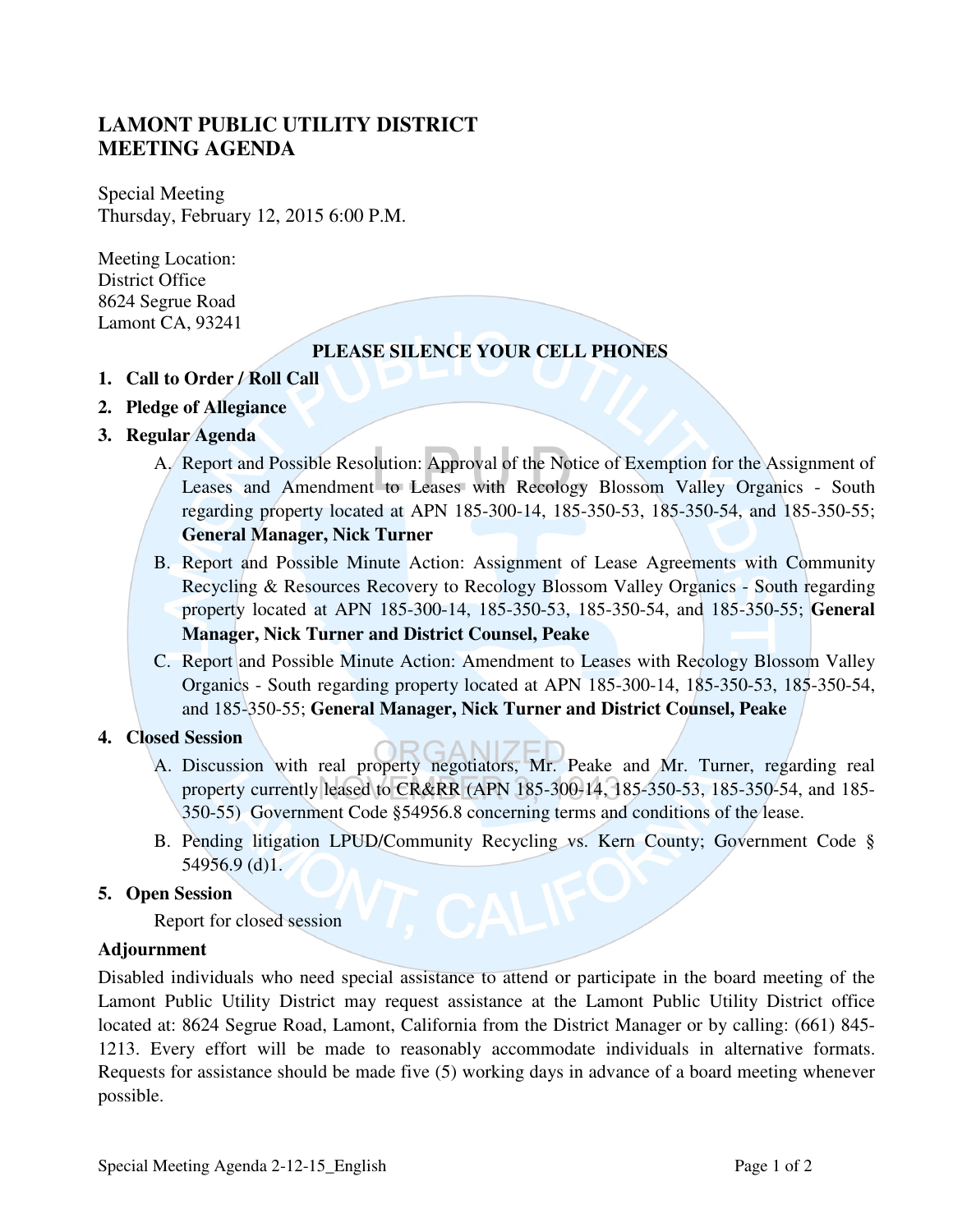# LAMONT PUBLIC UTILITY DISTRICT
# MEETING AGENDA

Special Meeting
Thursday, February 12, 2015 6:00 P.M.

Meeting Location:
District Office
8624 Segrue Road
Lamont CA, 93241

**PLEASE SILENCE YOUR CELL PHONES**

1. **Call to Order / Roll Call**
2. **Pledge of Allegiance**
3. **Regular Agenda**
   A. Report and Possible Resolution: Approval of the Notice of Exemption for the Assignment of Leases and Amendment to Leases with Recology Blossom Valley Organics - South regarding property located at APN 185-300-14, 185-350-53, 185-350-54, and 185-350-55; **General Manager, Nick Turner**

   B. Report and Possible Minute Action: Assignment of Lease Agreements with Community Recycling & Resources Recovery to Recology Blossom Valley Organics - South regarding property located at APN 185-300-14, 185-350-53, 185-350-54, and 185-350-55; **General Manager, Nick Turner and District Counsel, Peake**

   C. Report and Possible Minute Action: Amendment to Leases with Recology Blossom Valley Organics - South regarding property located at APN 185-300-14, 185-350-53, 185-350-54, and 185-350-55; **General Manager, Nick Turner and District Counsel, Peake**
4. **Closed Session**
   A. Discussion with real property negotiators, Mr. Peake and Mr. Turner, regarding real property currently leased to CR&RR (APN 185-300-14, 185-350-53, 185-350-54, and 185-350-55) Government Code §54956.8 concerning terms and conditions of the lease.

   B. Pending litigation LPUD/Community Recycling vs. Kern County; Government Code § 54956.9 (d)1.
5. **Open Session**

   Report for closed session

**Adjournment**

Disabled individuals who need special assistance to attend or participate in the board meeting of the Lamont Public Utility District may request assistance at the Lamont Public Utility District office located at: 8624 Segrue Road, Lamont, California from the District Manager or by calling: (661) 845-1213. Every effort will be made to reasonably accommodate individuals in alternative formats. Requests for assistance should be made five (5) working days in advance of a board meeting whenever possible.

Special Meeting Agenda 2-12-15_English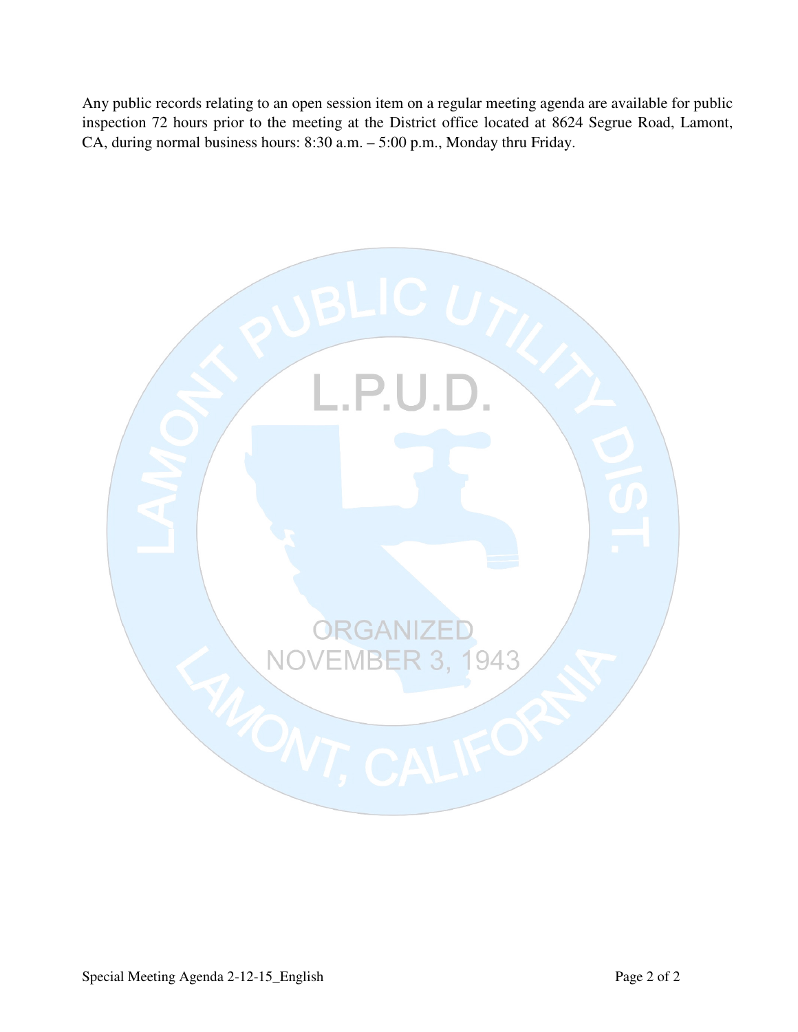Any public records relating to an open session item on a regular meeting agenda are available for public inspection 72 hours prior to the meeting at the District office located at 8624 Segrue Road, Lamont, CA, during normal business hours: 8:30 a.m. – 5:00 p.m., Monday thru Friday.